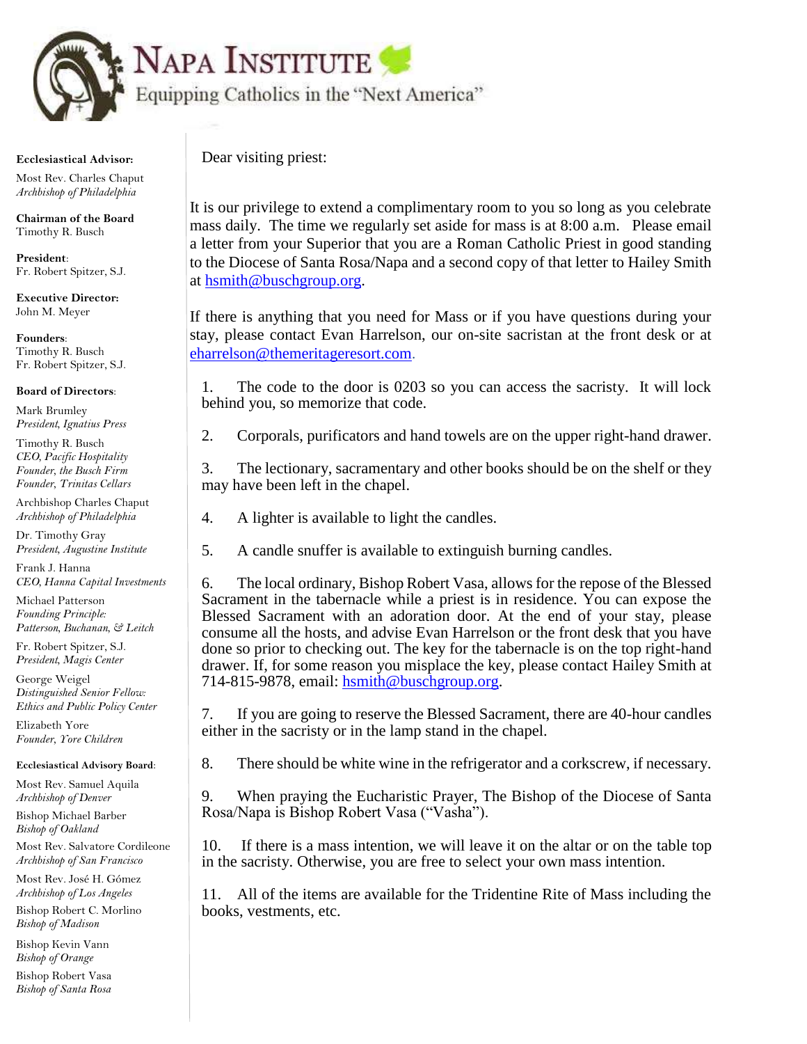# Napa Institute

Equipping Catholics in the "Next America"

**Ecclesiastical Advisor:**
Most Rev. Charles Chaput
*Archbishop of Philadelphia*

**Chairman of the Board**
Timothy R. Busch

**President**:
Fr. Robert Spitzer, S.J.

**Executive Director:**
John M. Meyer

**Founders**:
Timothy R. Busch
Fr. Robert Spitzer, S.J.

**Board of Directors**:

Mark Brumley
*President, Ignatius Press*

Timothy R. Busch
*CEO, Pacific Hospitality*
*Founder, the Busch Firm*
*Founder, Trinitas Cellars*

Archbishop Charles Chaput
*Archbishop of Philadelphia*

Dr. Timothy Gray
*President, Augustine Institute*

Frank J. Hanna
*CEO, Hanna Capital Investments*

Michael Patterson
*Founding Principle: Patterson, Buchanan, & Leitch*

Fr. Robert Spitzer, S.J.
*President, Magis Center*

George Weigel
*Distinguished Senior Fellow: Ethics and Public Policy Center*

Elizabeth Yore
*Founder, Yore Children*

**Ecclesiastical Advisory Board**:

Most Rev. Samuel Aquila
*Archbishop of Denver*

Bishop Michael Barber
*Bishop of Oakland*

Most Rev. Salvatore Cordileone
*Archbishop of San Francisco*

Most Rev. José H. Gómez
*Archbishop of Los Angeles*

Bishop Robert C. Morlino
*Bishop of Madison*

Bishop Kevin Vann
*Bishop of Orange*

Bishop Robert Vasa
*Bishop of Santa Rosa*

---

Dear visiting priest:

It is our privilege to extend a complimentary room to you so long as you celebrate mass daily. The time we regularly set aside for mass is at 8:00 a.m. Please email a letter from your Superior that you are a Roman Catholic Priest in good standing to the Diocese of Santa Rosa/Napa and a second copy of that letter to Hailey Smith at hsmith@buschgroup.org.

If there is anything that you need for Mass or if you have questions during your stay, please contact Evan Harrelson, our on-site sacristan at the front desk or at eharrelson@themeritageresort.com.

1. The code to the door is 0203 so you can access the sacristy. It will lock behind you, so memorize that code.

2. Corporals, purificators and hand towels are on the upper right-hand drawer.

3. The lectionary, sacramentary and other books should be on the shelf or they may have been left in the chapel.

4. A lighter is available to light the candles.

5. A candle snuffer is available to extinguish burning candles.

6. The local ordinary, Bishop Robert Vasa, allows for the repose of the Blessed Sacrament in the tabernacle while a priest is in residence. You can expose the Blessed Sacrament with an adoration door. At the end of your stay, please consume all the hosts, and advise Evan Harrelson or the front desk that you have done so prior to checking out. The key for the tabernacle is on the top right-hand drawer. If, for some reason you misplace the key, please contact Hailey Smith at 714-815-9878, email: hsmith@buschgroup.org.

7. If you are going to reserve the Blessed Sacrament, there are 40-hour candles either in the sacristy or in the lamp stand in the chapel.

8. There should be white wine in the refrigerator and a corkscrew, if necessary.

9. When praying the Eucharistic Prayer, The Bishop of the Diocese of Santa Rosa/Napa is Bishop Robert Vasa ("Vasha").

10. If there is a mass intention, we will leave it on the altar or on the table top in the sacristy. Otherwise, you are free to select your own mass intention.

11. All of the items are available for the Tridentine Rite of Mass including the books, vestments, etc.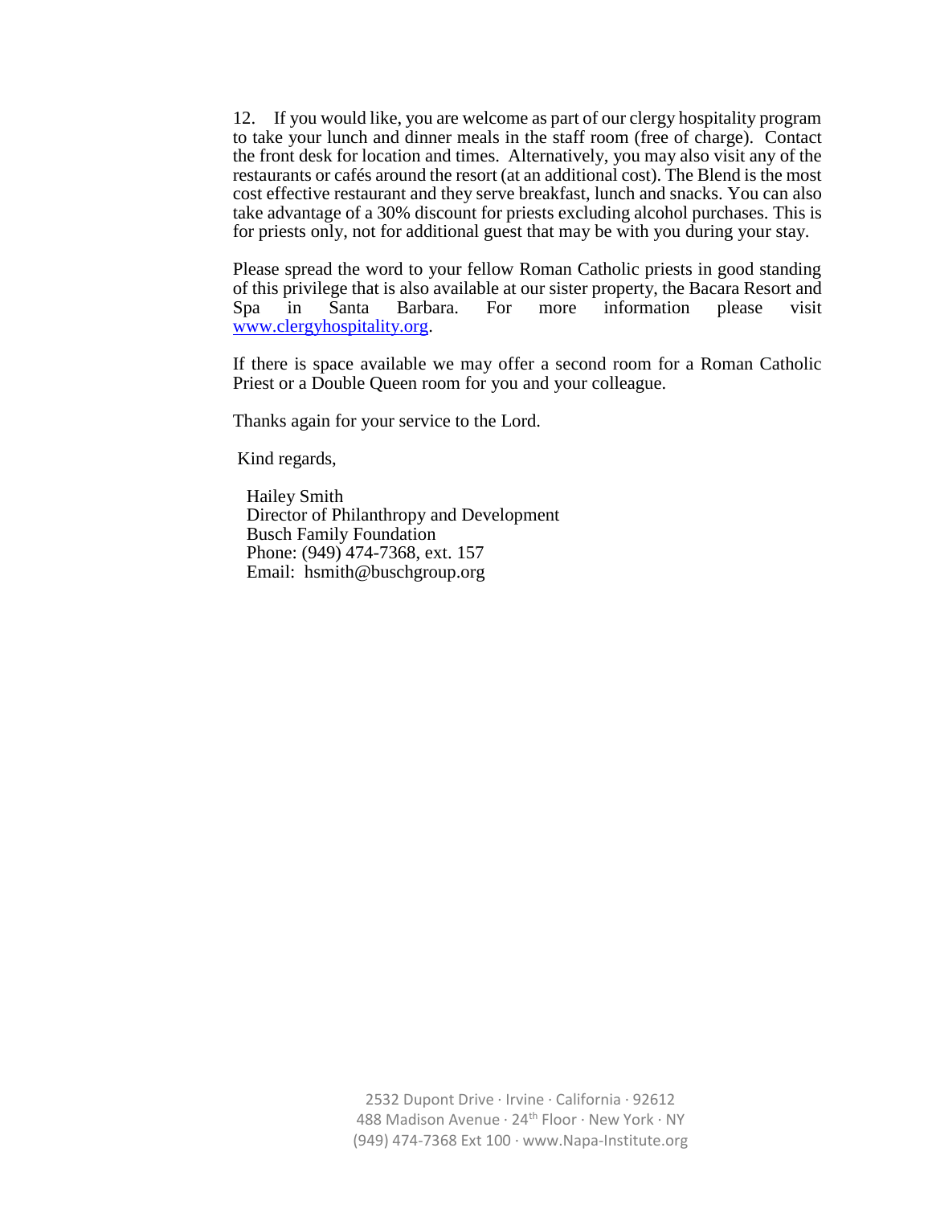12. If you would like, you are welcome as part of our clergy hospitality program to take your lunch and dinner meals in the staff room (free of charge). Contact the front desk for location and times. Alternatively, you may also visit any of the restaurants or cafés around the resort (at an additional cost). The Blend is the most cost effective restaurant and they serve breakfast, lunch and snacks. You can also take advantage of a 30% discount for priests excluding alcohol purchases. This is for priests only, not for additional guest that may be with you during your stay.

Please spread the word to your fellow Roman Catholic priests in good standing of this privilege that is also available at our sister property, the Bacara Resort and Spa in Santa Barbara. For more information please visit [www.clergyhospitality.org](http://www.clergyhospitality.org).

If there is space available we may offer a second room for a Roman Catholic Priest or a Double Queen room for you and your colleague.

Thanks again for your service to the Lord.

Kind regards,

Hailey Smith
Director of Philanthropy and Development
Busch Family Foundation
Phone: (949) 474-7368, ext. 157
Email: hsmith@buschgroup.org

2532 Dupont Drive · Irvine · California · 92612
488 Madison Avenue · 24th Floor · New York · NY
(949) 474-7368 Ext 100 · www.Napa-Institute.org